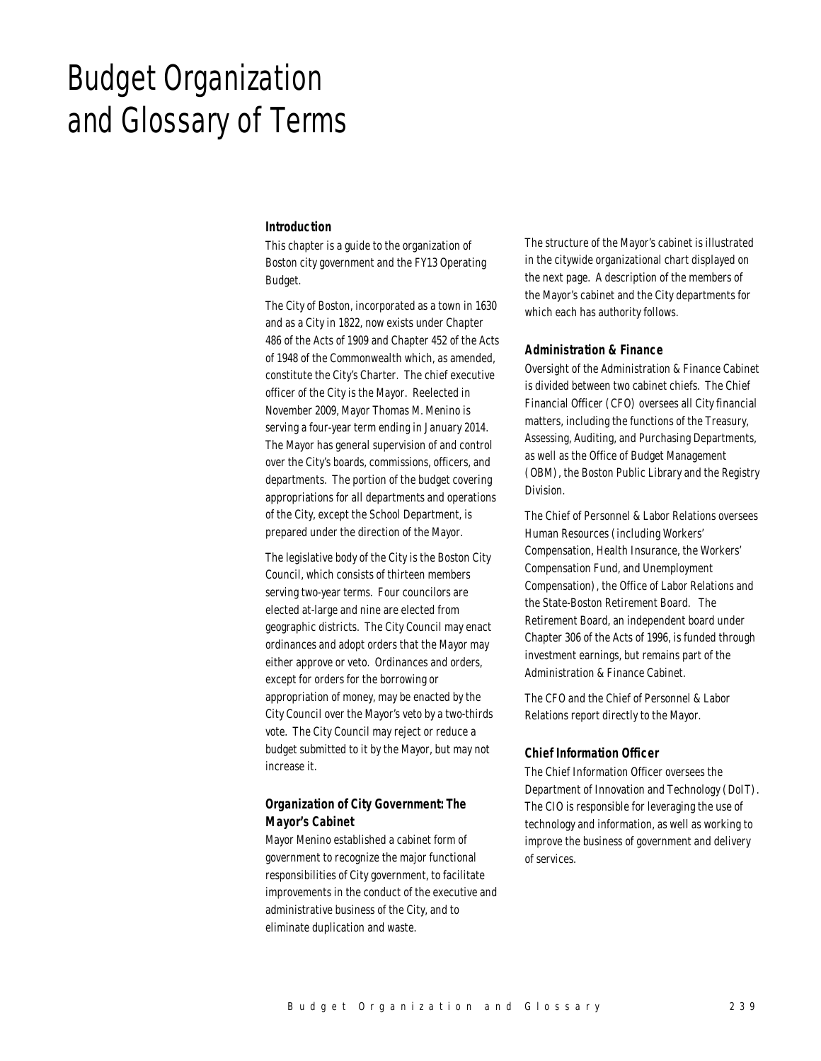# Budget Organization and Glossary of Terms

### Introduction

This chapter is a guide to the organization of Boston city government and the FY13 Operating Budget.

The City of Boston, incorporated as a town in 1630 and as a City in 1822, now exists under Chapter 486 of the Acts of 1909 and Chapter 452 of the Acts of 1948 of the Commonwealth which, as amended, constitute the City's Charter. The chief executive officer of the City is the Mayor. Reelected in November 2009, Mayor Thomas M. Menino is serving a four-year term ending in January 2014. The Mayor has general supervision of and control over the City's boards, commissions, officers, and departments. The portion of the budget covering appropriations for all departments and operations of the City, except the School Department, is prepared under the direction of the Mayor.

The legislative body of the City is the Boston City Council, which consists of thirteen members serving two-year terms. Four councilors are elected at-large and nine are elected from geographic districts. The City Council may enact ordinances and adopt orders that the Mayor may either approve or veto. Ordinances and orders, except for orders for the borrowing or appropriation of money, may be enacted by the City Council over the Mayor's veto by a two-thirds vote. The City Council may reject or reduce a budget submitted to it by the Mayor, but may not increase it.

### Organization of City Government: The Mayor's Cabinet

Mayor Menino established a cabinet form of government to recognize the major functional responsibilities of City government, to facilitate improvements in the conduct of the executive and administrative business of the City, and to eliminate duplication and waste.

The structure of the Mayor's cabinet is illustrated in the citywide organizational chart displayed on the next page. A description of the members of the Mayor's cabinet and the City departments for which each has authority follows.

### Administration & Finance

Oversight of the Administration & Finance Cabinet is divided between two cabinet chiefs. The Chief Financial Officer (CFO) oversees all City financial matters, including the functions of the Treasury, Assessing, Auditing, and Purchasing Departments, as well as the Office of Budget Management (OBM), the Boston Public Library and the Registry Division.

The Chief of Personnel & Labor Relations oversees Human Resources (including Workers' Compensation, Health Insurance, the Workers' Compensation Fund, and Unemployment Compensation), the Office of Labor Relations and the State-Boston Retirement Board. The Retirement Board, an independent board under Chapter 306 of the Acts of 1996, is funded through investment earnings, but remains part of the Administration & Finance Cabinet.

The CFO and the Chief of Personnel & Labor Relations report directly to the Mayor.

### Chief Information Officer

The Chief Information Officer oversees the Department of Innovation and Technology (DoIT). The CIO is responsible for leveraging the use of technology and information, as well as working to improve the business of government and delivery of services.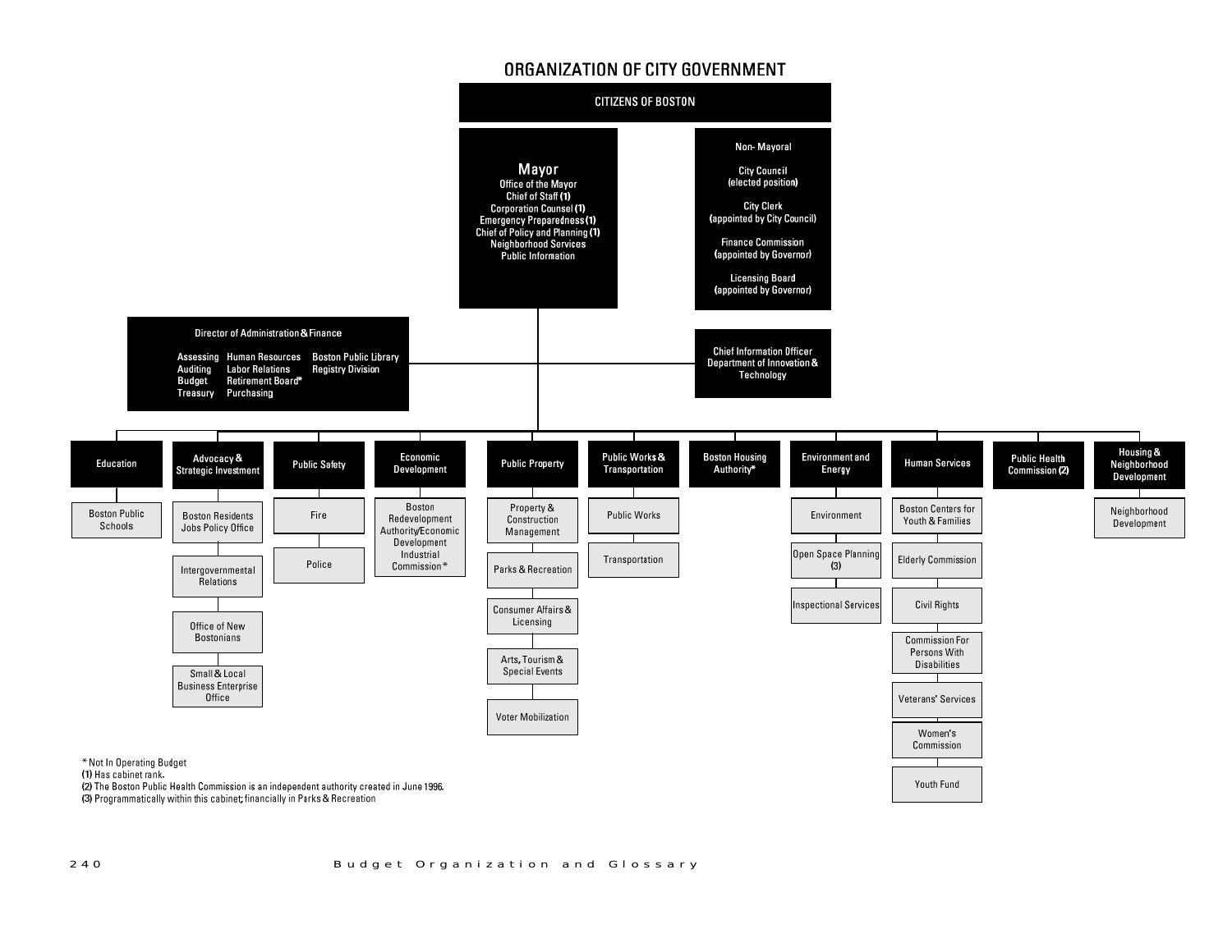# ORGANIZATION OF CITY GOVERNMENT

## CITIZENS OF BOSTON

### Mayor

- Office of the Mayor
- Chief of Staff **(1)**
- Corporation Counsel **(1)**
- Emergency Preparedness **(1)**
- Chief of Policy and Planning **(1)**
- Neighborhood Services
- Public Information

### Non- Mayoral

- City Council (elected position)
- City Clerk (appointed by City Council)
- Finance Commission (appointed by Governor)
- Licensing Board (appointed by Governor)

### Director of Administration & Finance

- Assessing
- Auditing
- Budget
- Treasury
- Human Resources
- Labor Relations
- Retirement Board*
- Purchasing
- Boston Public Library
- Registry Division

### Chief Information Officer

- Department of Innovation & Technology

### Cabinets

- **Education**
  - Boston Public Schools
- **Advocacy & Strategic Investment**
  - Boston Residents Jobs Policy Office
  - Intergovernmental Relations
  - Office of New Bostonians
  - Small & Local Business Enterprise Office
- **Public Safety**
  - Fire
  - Police
- **Economic Development**
  - Boston Redevelopment Authority/Economic Development Industrial Commission*
- **Public Property**
  - Property & Construction Management
  - Parks & Recreation
  - Consumer Affairs & Licensing
  - Arts, Tourism & Special Events
  - Voter Mobilization
- **Public Works & Transportation**
  - Public Works
  - Transportation
- **Boston Housing Authority***
- **Environment and Energy**
  - Environment
  - Open Space Planning (3)
  - Inspectional Services
- **Human Services**
  - Boston Centers for Youth & Families
  - Elderly Commission
  - Civil Rights
  - Commission For Persons With Disabilities
  - Veterans' Services
  - Women's Commission
  - Youth Fund
- **Public Health Commission (2)**
- **Housing & Neighborhood Development**
  - Neighborhood Development

\* Not In Operating Budget
(1) Has cabinet rank.
(2) The Boston Public Health Commission is an independent authority created in June 1996.
(3) Programmatically within this cabinet; financially in Parks & Recreation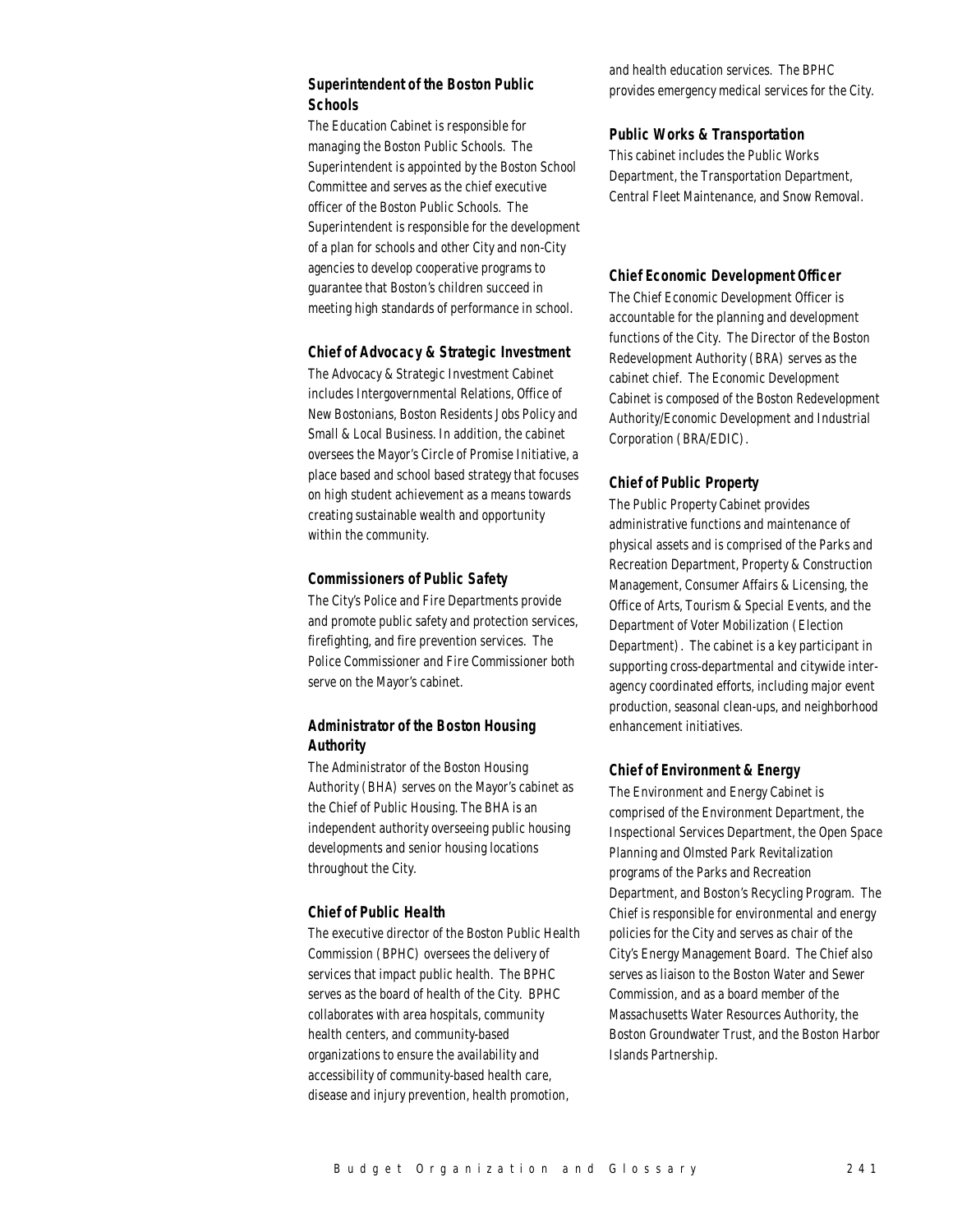### Superintendent of the Boston Public Schools

The Education Cabinet is responsible for managing the Boston Public Schools. The Superintendent is appointed by the Boston School Committee and serves as the chief executive officer of the Boston Public Schools. The Superintendent is responsible for the development of a plan for schools and other City and non-City agencies to develop cooperative programs to guarantee that Boston's children succeed in meeting high standards of performance in school.

### Chief of Advocacy & Strategic Investment

The Advocacy & Strategic Investment Cabinet includes Intergovernmental Relations, Office of New Bostonians, Boston Residents Jobs Policy and Small & Local Business. In addition, the cabinet oversees the Mayor's Circle of Promise Initiative, a place based and school based strategy that focuses on high student achievement as a means towards creating sustainable wealth and opportunity within the community.

### Commissioners of Public Safety

The City's Police and Fire Departments provide and promote public safety and protection services, firefighting, and fire prevention services. The Police Commissioner and Fire Commissioner both serve on the Mayor's cabinet.

### Administrator of the Boston Housing Authority

The Administrator of the Boston Housing Authority (BHA) serves on the Mayor's cabinet as the Chief of Public Housing. The BHA is an independent authority overseeing public housing developments and senior housing locations throughout the City.

### Chief of Public Health

The executive director of the Boston Public Health Commission (BPHC) oversees the delivery of services that impact public health. The BPHC serves as the board of health of the City. BPHC collaborates with area hospitals, community health centers, and community-based organizations to ensure the availability and accessibility of community-based health care, disease and injury prevention, health promotion, and health education services. The BPHC provides emergency medical services for the City.

### Public Works & Transportation

This cabinet includes the Public Works Department, the Transportation Department, Central Fleet Maintenance, and Snow Removal.

### Chief Economic Development Officer

The Chief Economic Development Officer is accountable for the planning and development functions of the City. The Director of the Boston Redevelopment Authority (BRA) serves as the cabinet chief. The Economic Development Cabinet is composed of the Boston Redevelopment Authority/Economic Development and Industrial Corporation (BRA/EDIC).

### Chief of Public Property

The Public Property Cabinet provides administrative functions and maintenance of physical assets and is comprised of the Parks and Recreation Department, Property & Construction Management, Consumer Affairs & Licensing, the Office of Arts, Tourism & Special Events, and the Department of Voter Mobilization (Election Department). The cabinet is a key participant in supporting cross-departmental and citywide inter-agency coordinated efforts, including major event production, seasonal clean-ups, and neighborhood enhancement initiatives.

### Chief of Environment & Energy

The Environment and Energy Cabinet is comprised of the Environment Department, the Inspectional Services Department, the Open Space Planning and Olmsted Park Revitalization programs of the Parks and Recreation Department, and Boston's Recycling Program. The Chief is responsible for environmental and energy policies for the City and serves as chair of the City's Energy Management Board. The Chief also serves as liaison to the Boston Water and Sewer Commission, and as a board member of the Massachusetts Water Resources Authority, the Boston Groundwater Trust, and the Boston Harbor Islands Partnership.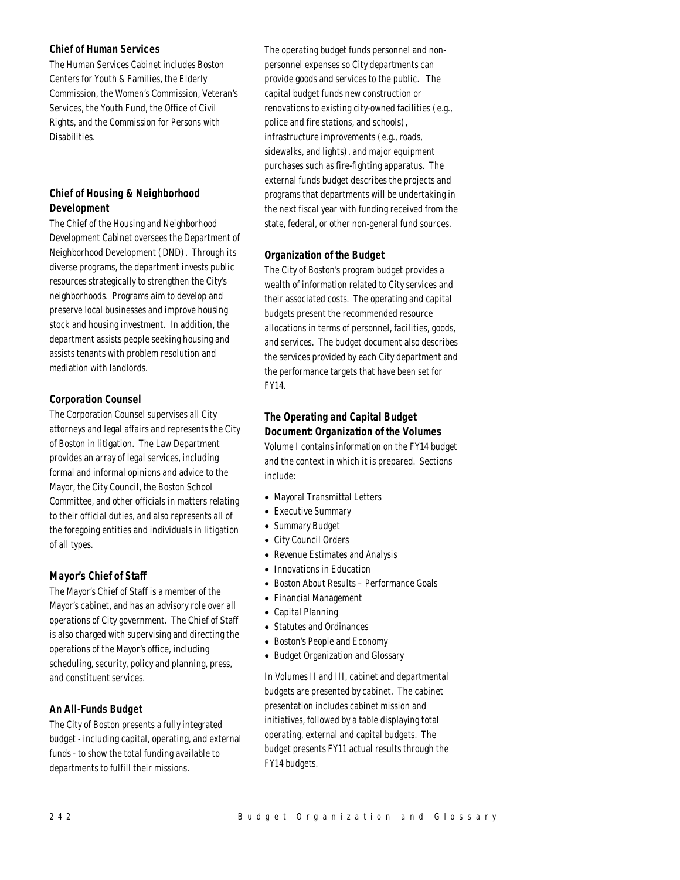### Chief of Human Services

The Human Services Cabinet includes Boston Centers for Youth & Families, the Elderly Commission, the Women's Commission, Veteran's Services, the Youth Fund, the Office of Civil Rights, and the Commission for Persons with Disabilities.

### Chief of Housing & Neighborhood Development

The Chief of the Housing and Neighborhood Development Cabinet oversees the Department of Neighborhood Development (DND). Through its diverse programs, the department invests public resources strategically to strengthen the City's neighborhoods. Programs aim to develop and preserve local businesses and improve housing stock and housing investment. In addition, the department assists people seeking housing and assists tenants with problem resolution and mediation with landlords.

### Corporation Counsel

The Corporation Counsel supervises all City attorneys and legal affairs and represents the City of Boston in litigation. The Law Department provides an array of legal services, including formal and informal opinions and advice to the Mayor, the City Council, the Boston School Committee, and other officials in matters relating to their official duties, and also represents all of the foregoing entities and individuals in litigation of all types.

### Mayor's Chief of Staff

The Mayor's Chief of Staff is a member of the Mayor's cabinet, and has an advisory role over all operations of City government. The Chief of Staff is also charged with supervising and directing the operations of the Mayor's office, including scheduling, security, policy and planning, press, and constituent services.

### An All-Funds Budget

The City of Boston presents a fully integrated budget - including capital, operating, and external funds - to show the total funding available to departments to fulfill their missions.

The operating budget funds personnel and non-personnel expenses so City departments can provide goods and services to the public. The capital budget funds new construction or renovations to existing city-owned facilities (e.g., police and fire stations, and schools), infrastructure improvements (e.g., roads, sidewalks, and lights), and major equipment purchases such as fire-fighting apparatus. The external funds budget describes the projects and programs that departments will be undertaking in the next fiscal year with funding received from the state, federal, or other non-general fund sources.

### Organization of the Budget

The City of Boston's program budget provides a wealth of information related to City services and their associated costs. The operating and capital budgets present the recommended resource allocations in terms of personnel, facilities, goods, and services. The budget document also describes the services provided by each City department and the performance targets that have been set for FY14.

### The Operating and Capital Budget Document: Organization of the Volumes

Volume I contains information on the FY14 budget and the context in which it is prepared. Sections include:

- Mayoral Transmittal Letters
- Executive Summary
- Summary Budget
- City Council Orders
- Revenue Estimates and Analysis
- Innovations in Education
- Boston About Results – Performance Goals
- Financial Management
- Capital Planning
- Statutes and Ordinances
- Boston's People and Economy
- Budget Organization and Glossary

In Volumes II and III, cabinet and departmental budgets are presented by cabinet. The cabinet presentation includes cabinet mission and initiatives, followed by a table displaying total operating, external and capital budgets. The budget presents FY11 actual results through the FY14 budgets.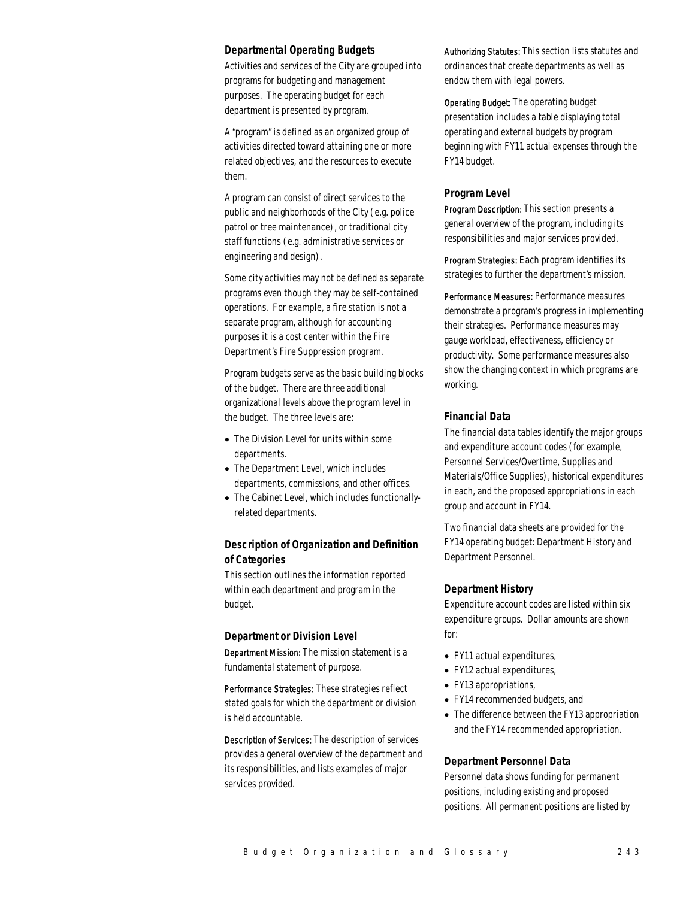### Departmental Operating Budgets

Activities and services of the City are grouped into programs for budgeting and management purposes. The operating budget for each department is presented by program.

A "program" is defined as an organized group of activities directed toward attaining one or more related objectives, and the resources to execute them.

A program can consist of direct services to the public and neighborhoods of the City (e.g. police patrol or tree maintenance), or traditional city staff functions (e.g. administrative services or engineering and design).

Some city activities may not be defined as separate programs even though they may be self-contained operations. For example, a fire station is not a separate program, although for accounting purposes it is a cost center within the Fire Department's Fire Suppression program.

Program budgets serve as the basic building blocks of the budget. There are three additional organizational levels above the program level in the budget. The three levels are:

- The Division Level for units within some departments.
- The Department Level, which includes departments, commissions, and other offices.
- The Cabinet Level, which includes functionally-related departments.

### Description of Organization and Definition of Categories

This section outlines the information reported within each department and program in the budget.

### Department or Division Level

Department Mission: The mission statement is a fundamental statement of purpose.

Performance Strategies: These strategies reflect stated goals for which the department or division is held accountable.

Description of Services: The description of services provides a general overview of the department and its responsibilities, and lists examples of major services provided.

Authorizing Statutes: This section lists statutes and ordinances that create departments as well as endow them with legal powers.

Operating Budget: The operating budget presentation includes a table displaying total operating and external budgets by program beginning with FY11 actual expenses through the FY14 budget.

### Program Level

Program Description: This section presents a general overview of the program, including its responsibilities and major services provided.

Program Strategies: Each program identifies its strategies to further the department's mission.

Performance Measures: Performance measures demonstrate a program's progress in implementing their strategies. Performance measures may gauge workload, effectiveness, efficiency or productivity. Some performance measures also show the changing context in which programs are working.

### Financial Data

The financial data tables identify the major groups and expenditure account codes (for example, Personnel Services/Overtime, Supplies and Materials/Office Supplies), historical expenditures in each, and the proposed appropriations in each group and account in FY14.

Two financial data sheets are provided for the FY14 operating budget: Department History and Department Personnel.

### Department History

Expenditure account codes are listed within six expenditure groups. Dollar amounts are shown for:

- FY11 actual expenditures,
- FY12 actual expenditures,
- FY13 appropriations,
- FY14 recommended budgets, and
- The difference between the FY13 appropriation and the FY14 recommended appropriation.

### Department Personnel Data

Personnel data shows funding for permanent positions, including existing and proposed positions. All permanent positions are listed by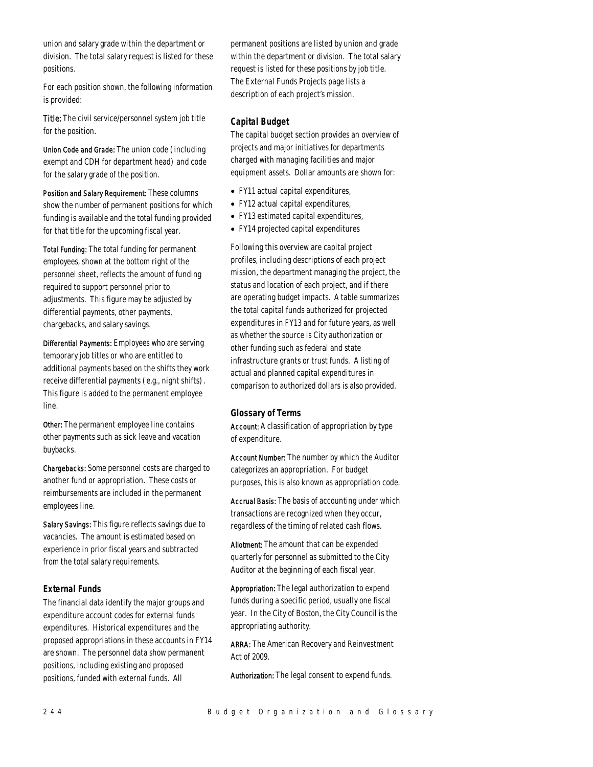union and salary grade within the department or division. The total salary request is listed for these positions.

For each position shown, the following information is provided:

**Title:** The civil service/personnel system job title for the position.

**Union Code and Grade:** The union code (including exempt and CDH for department head) and code for the salary grade of the position.

**Position and Salary Requirement:** These columns show the number of permanent positions for which funding is available and the total funding provided for that title for the upcoming fiscal year.

**Total Funding:** The total funding for permanent employees, shown at the bottom right of the personnel sheet, reflects the amount of funding required to support personnel prior to adjustments. This figure may be adjusted by differential payments, other payments, chargebacks, and salary savings.

**Differential Payments:** Employees who are serving temporary job titles or who are entitled to additional payments based on the shifts they work receive differential payments (e.g., night shifts). This figure is added to the permanent employee line.

**Other:** The permanent employee line contains other payments such as sick leave and vacation buybacks.

**Chargebacks:** Some personnel costs are charged to another fund or appropriation. These costs or reimbursements are included in the permanent employees line.

**Salary Savings:** This figure reflects savings due to vacancies. The amount is estimated based on experience in prior fiscal years and subtracted from the total salary requirements.

### External Funds

The financial data identify the major groups and expenditure account codes for external funds expenditures. Historical expenditures and the proposed appropriations in these accounts in FY14 are shown. The personnel data show permanent positions, including existing and proposed positions, funded with external funds. All permanent positions are listed by union and grade within the department or division. The total salary request is listed for these positions by job title. The External Funds Projects page lists a description of each project's mission.

### Capital Budget

The capital budget section provides an overview of projects and major initiatives for departments charged with managing facilities and major equipment assets. Dollar amounts are shown for:

- FY11 actual capital expenditures,
- FY12 actual capital expenditures,
- FY13 estimated capital expenditures,
- FY14 projected capital expenditures

Following this overview are capital project profiles, including descriptions of each project mission, the department managing the project, the status and location of each project, and if there are operating budget impacts. A table summarizes the total capital funds authorized for projected expenditures in FY13 and for future years, as well as whether the source is City authorization or other funding such as federal and state infrastructure grants or trust funds. A listing of actual and planned capital expenditures in comparison to authorized dollars is also provided.

### Glossary of Terms

**Account:** A classification of appropriation by type of expenditure.

**Account Number:** The number by which the Auditor categorizes an appropriation. For budget purposes, this is also known as appropriation code.

**Accrual Basis:** The basis of accounting under which transactions are recognized when they occur, regardless of the timing of related cash flows.

**Allotment:** The amount that can be expended quarterly for personnel as submitted to the City Auditor at the beginning of each fiscal year.

**Appropriation:** The legal authorization to expend funds during a specific period, usually one fiscal year. In the City of Boston, the City Council is the appropriating authority.

**ARRA:** The American Recovery and Reinvestment Act of 2009.

**Authorization:** The legal consent to expend funds.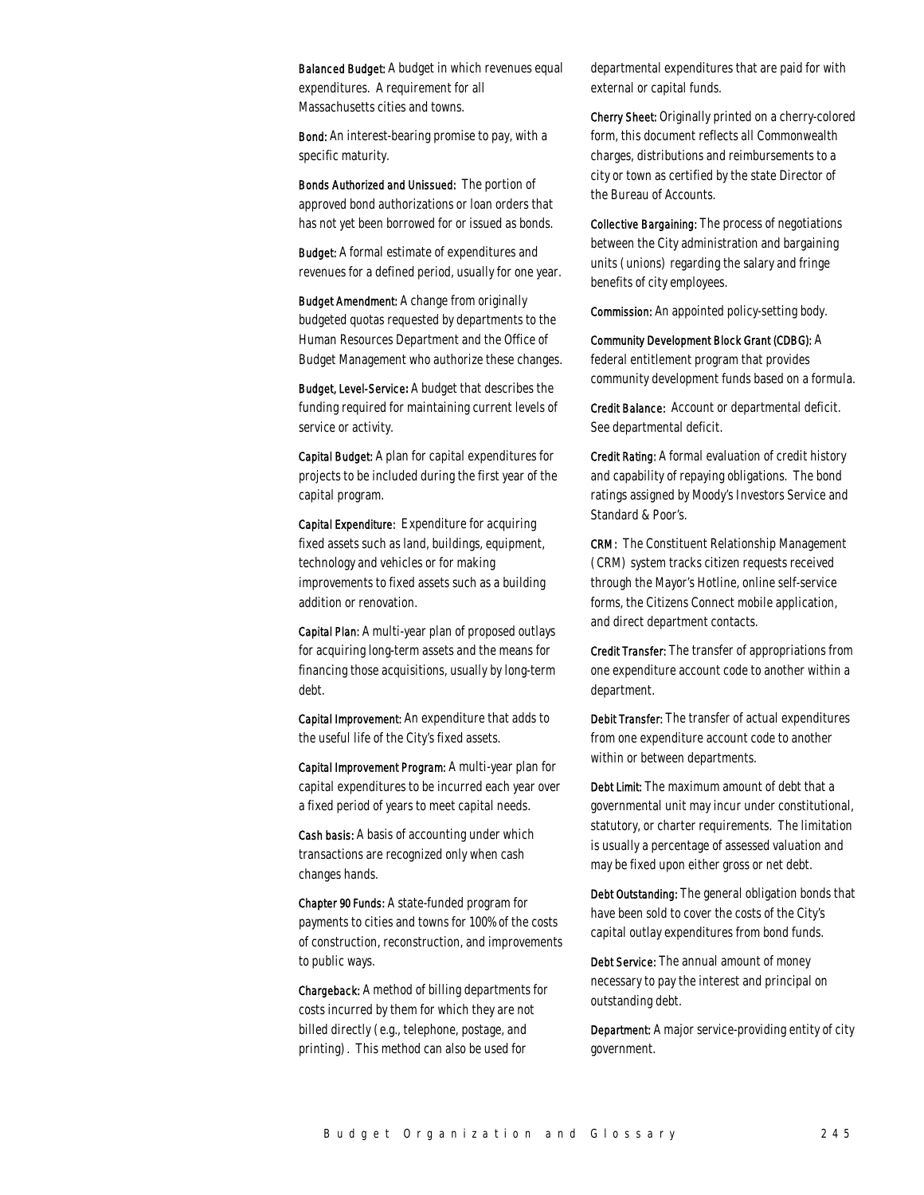**Balanced Budget:** A budget in which revenues equal expenditures. A requirement for all Massachusetts cities and towns.

**Bond:** An interest-bearing promise to pay, with a specific maturity.

**Bonds Authorized and Unissued:** The portion of approved bond authorizations or loan orders that has not yet been borrowed for or issued as bonds.

**Budget:** A formal estimate of expenditures and revenues for a defined period, usually for one year.

**Budget Amendment:** A change from originally budgeted quotas requested by departments to the Human Resources Department and the Office of Budget Management who authorize these changes.

**Budget, Level-Service:** A budget that describes the funding required for maintaining current levels of service or activity.

**Capital Budget:** A plan for capital expenditures for projects to be included during the first year of the capital program.

**Capital Expenditure:** Expenditure for acquiring fixed assets such as land, buildings, equipment, technology and vehicles or for making improvements to fixed assets such as a building addition or renovation.

**Capital Plan:** A multi-year plan of proposed outlays for acquiring long-term assets and the means for financing those acquisitions, usually by long-term debt.

**Capital Improvement:** An expenditure that adds to the useful life of the City's fixed assets.

**Capital Improvement Program:** A multi-year plan for capital expenditures to be incurred each year over a fixed period of years to meet capital needs.

**Cash basis:** A basis of accounting under which transactions are recognized only when cash changes hands.

**Chapter 90 Funds:** A state-funded program for payments to cities and towns for 100% of the costs of construction, reconstruction, and improvements to public ways.

**Chargeback:** A method of billing departments for costs incurred by them for which they are not billed directly (e.g., telephone, postage, and printing). This method can also be used for departmental expenditures that are paid for with external or capital funds.

**Cherry Sheet:** Originally printed on a cherry-colored form, this document reflects all Commonwealth charges, distributions and reimbursements to a city or town as certified by the state Director of the Bureau of Accounts.

**Collective Bargaining:** The process of negotiations between the City administration and bargaining units (unions) regarding the salary and fringe benefits of city employees.

**Commission:** An appointed policy-setting body.

**Community Development Block Grant (CDBG):** A federal entitlement program that provides community development funds based on a formula.

**Credit Balance:** Account or departmental deficit. See departmental deficit.

**Credit Rating:** A formal evaluation of credit history and capability of repaying obligations. The bond ratings assigned by Moody's Investors Service and Standard & Poor's.

**CRM:** The Constituent Relationship Management (CRM) system tracks citizen requests received through the Mayor's Hotline, online self-service forms, the Citizens Connect mobile application, and direct department contacts.

**Credit Transfer:** The transfer of appropriations from one expenditure account code to another within a department.

**Debit Transfer:** The transfer of actual expenditures from one expenditure account code to another within or between departments.

**Debt Limit:** The maximum amount of debt that a governmental unit may incur under constitutional, statutory, or charter requirements. The limitation is usually a percentage of assessed valuation and may be fixed upon either gross or net debt.

**Debt Outstanding:** The general obligation bonds that have been sold to cover the costs of the City's capital outlay expenditures from bond funds.

**Debt Service:** The annual amount of money necessary to pay the interest and principal on outstanding debt.

**Department:** A major service-providing entity of city government.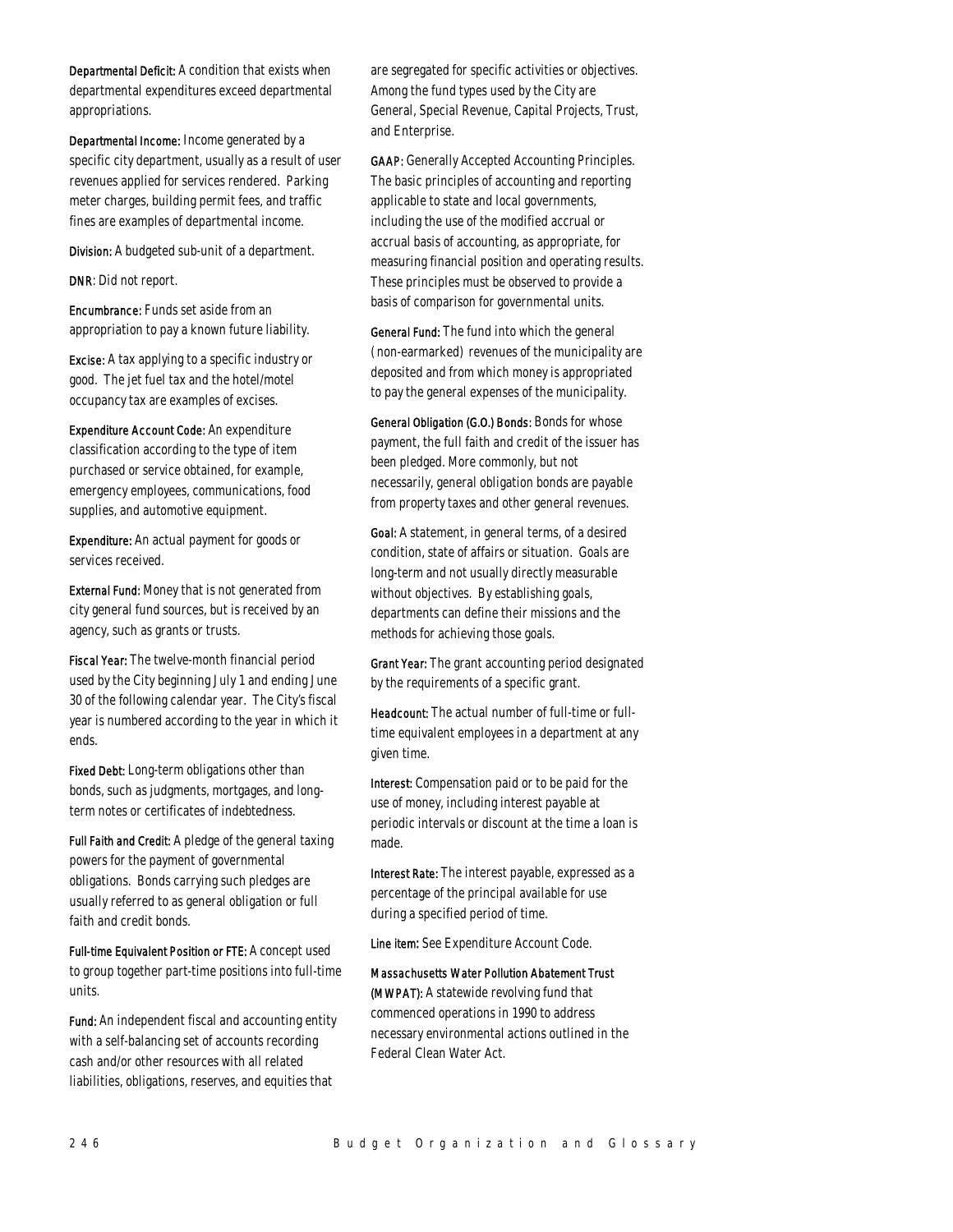**Departmental Deficit:** A condition that exists when departmental expenditures exceed departmental appropriations.

**Departmental Income:** Income generated by a specific city department, usually as a result of user revenues applied for services rendered. Parking meter charges, building permit fees, and traffic fines are examples of departmental income.

**Division:** A budgeted sub-unit of a department.

**DNR:** Did not report.

**Encumbrance:** Funds set aside from an appropriation to pay a known future liability.

**Excise:** A tax applying to a specific industry or good. The jet fuel tax and the hotel/motel occupancy tax are examples of excises.

**Expenditure Account Code:** An expenditure classification according to the type of item purchased or service obtained, for example, emergency employees, communications, food supplies, and automotive equipment.

**Expenditure:** An actual payment for goods or services received.

**External Fund:** Money that is not generated from city general fund sources, but is received by an agency, such as grants or trusts.

**Fiscal Year:** The twelve-month financial period used by the City beginning July 1 and ending June 30 of the following calendar year. The City's fiscal year is numbered according to the year in which it ends.

**Fixed Debt:** Long-term obligations other than bonds, such as judgments, mortgages, and long-term notes or certificates of indebtedness.

**Full Faith and Credit:** A pledge of the general taxing powers for the payment of governmental obligations. Bonds carrying such pledges are usually referred to as general obligation or full faith and credit bonds.

**Full-time Equivalent Position or FTE:** A concept used to group together part-time positions into full-time units.

**Fund:** An independent fiscal and accounting entity with a self-balancing set of accounts recording cash and/or other resources with all related liabilities, obligations, reserves, and equities that are segregated for specific activities or objectives. Among the fund types used by the City are General, Special Revenue, Capital Projects, Trust, and Enterprise.

**GAAP:** Generally Accepted Accounting Principles. The basic principles of accounting and reporting applicable to state and local governments, including the use of the modified accrual or accrual basis of accounting, as appropriate, for measuring financial position and operating results. These principles must be observed to provide a basis of comparison for governmental units.

**General Fund:** The fund into which the general (non-earmarked) revenues of the municipality are deposited and from which money is appropriated to pay the general expenses of the municipality.

**General Obligation (G.O.) Bonds:** Bonds for whose payment, the full faith and credit of the issuer has been pledged. More commonly, but not necessarily, general obligation bonds are payable from property taxes and other general revenues.

**Goal:** A statement, in general terms, of a desired condition, state of affairs or situation. Goals are long-term and not usually directly measurable without objectives. By establishing goals, departments can define their missions and the methods for achieving those goals.

**Grant Year:** The grant accounting period designated by the requirements of a specific grant.

**Headcount:** The actual number of full-time or full-time equivalent employees in a department at any given time.

**Interest:** Compensation paid or to be paid for the use of money, including interest payable at periodic intervals or discount at the time a loan is made.

**Interest Rate:** The interest payable, expressed as a percentage of the principal available for use during a specified period of time.

**Line item:** See Expenditure Account Code.

**Massachusetts Water Pollution Abatement Trust (MWPAT):** A statewide revolving fund that commenced operations in 1990 to address necessary environmental actions outlined in the Federal Clean Water Act.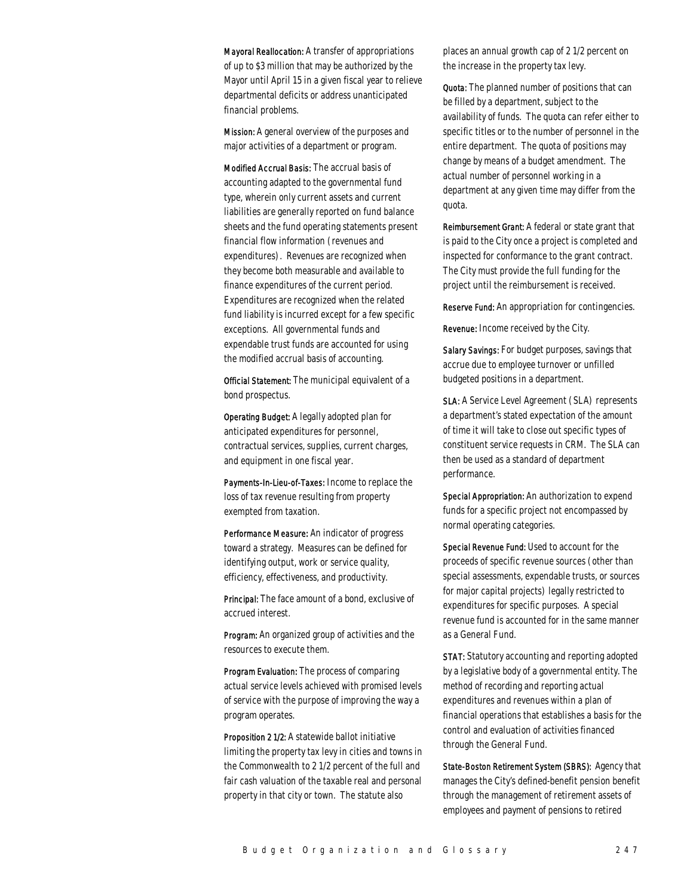**Mayoral Reallocation:** A transfer of appropriations of up to $3 million that may be authorized by the Mayor until April 15 in a given fiscal year to relieve departmental deficits or address unanticipated financial problems.

**Mission:** A general overview of the purposes and major activities of a department or program.

**Modified Accrual Basis:** The accrual basis of accounting adapted to the governmental fund type, wherein only current assets and current liabilities are generally reported on fund balance sheets and the fund operating statements present financial flow information (revenues and expenditures). Revenues are recognized when they become both measurable and available to finance expenditures of the current period. Expenditures are recognized when the related fund liability is incurred except for a few specific exceptions. All governmental funds and expendable trust funds are accounted for using the modified accrual basis of accounting.

**Official Statement:** The municipal equivalent of a bond prospectus.

**Operating Budget:** A legally adopted plan for anticipated expenditures for personnel, contractual services, supplies, current charges, and equipment in one fiscal year.

**Payments-In-Lieu-of-Taxes:** Income to replace the loss of tax revenue resulting from property exempted from taxation.

**Performance Measure:** An indicator of progress toward a strategy. Measures can be defined for identifying output, work or service quality, efficiency, effectiveness, and productivity.

**Principal:** The face amount of a bond, exclusive of accrued interest.

**Program:** An organized group of activities and the resources to execute them.

**Program Evaluation:** The process of comparing actual service levels achieved with promised levels of service with the purpose of improving the way a program operates.

**Proposition 2 1/2:** A statewide ballot initiative limiting the property tax levy in cities and towns in the Commonwealth to 2 1/2 percent of the full and fair cash valuation of the taxable real and personal property in that city or town. The statute also places an annual growth cap of 2 1/2 percent on the increase in the property tax levy.

**Quota:** The planned number of positions that can be filled by a department, subject to the availability of funds. The quota can refer either to specific titles or to the number of personnel in the entire department. The quota of positions may change by means of a budget amendment. The actual number of personnel working in a department at any given time may differ from the quota.

**Reimbursement Grant:** A federal or state grant that is paid to the City once a project is completed and inspected for conformance to the grant contract. The City must provide the full funding for the project until the reimbursement is received.

**Reserve Fund:** An appropriation for contingencies.

**Revenue:** Income received by the City.

**Salary Savings:** For budget purposes, savings that accrue due to employee turnover or unfilled budgeted positions in a department.

**SLA:** A Service Level Agreement (SLA) represents a department's stated expectation of the amount of time it will take to close out specific types of constituent service requests in CRM. The SLA can then be used as a standard of department performance.

**Special Appropriation:** An authorization to expend funds for a specific project not encompassed by normal operating categories.

**Special Revenue Fund:** Used to account for the proceeds of specific revenue sources (other than special assessments, expendable trusts, or sources for major capital projects) legally restricted to expenditures for specific purposes. A special revenue fund is accounted for in the same manner as a General Fund.

**STAT:** Statutory accounting and reporting adopted by a legislative body of a governmental entity. The method of recording and reporting actual expenditures and revenues within a plan of financial operations that establishes a basis for the control and evaluation of activities financed through the General Fund.

**State-Boston Retirement System (SBRS):** Agency that manages the City's defined-benefit pension benefit through the management of retirement assets of employees and payment of pensions to retired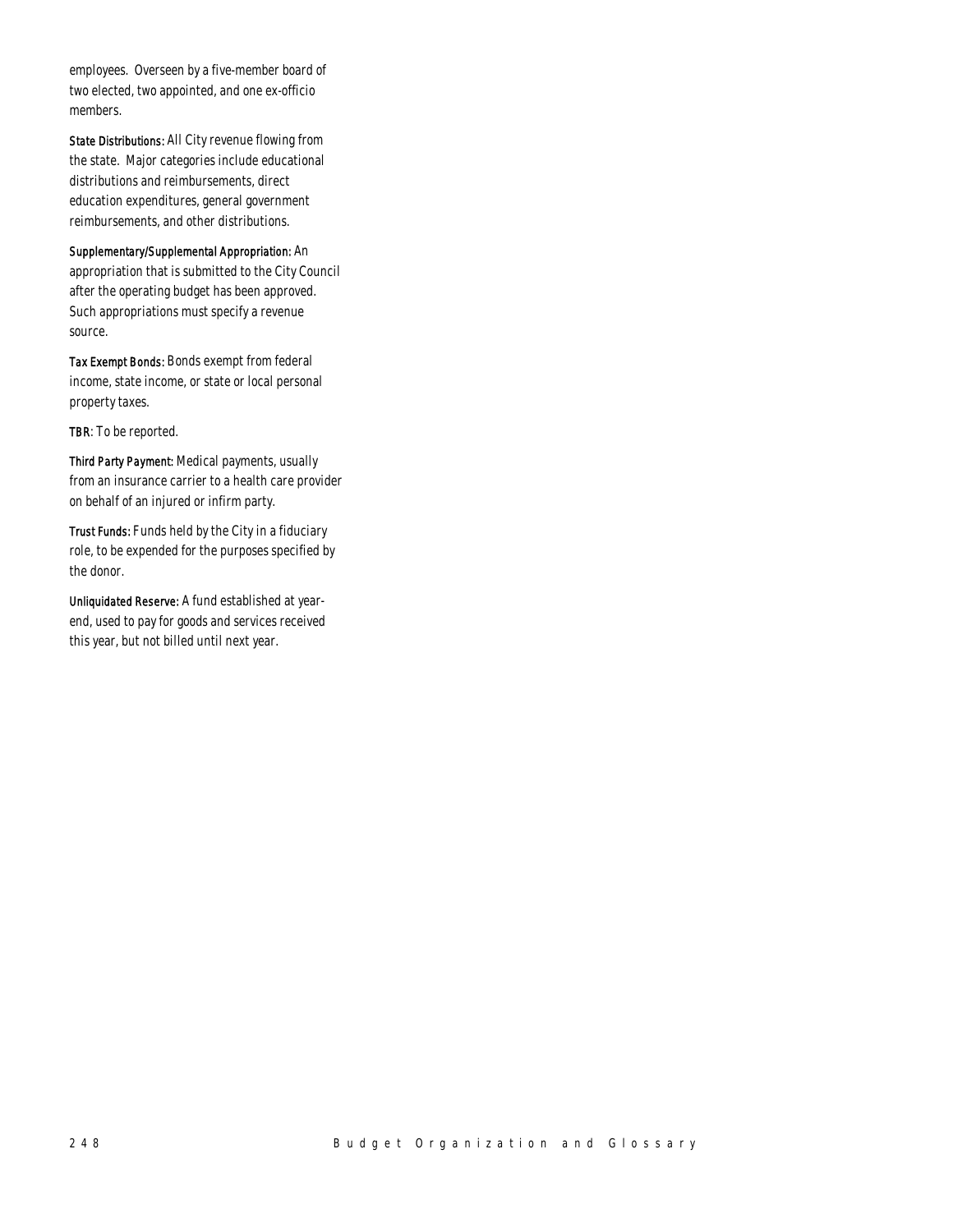employees. Overseen by a five-member board of two elected, two appointed, and one ex-officio members.

**State Distributions:** All City revenue flowing from the state. Major categories include educational distributions and reimbursements, direct education expenditures, general government reimbursements, and other distributions.

**Supplementary/Supplemental Appropriation:** An appropriation that is submitted to the City Council after the operating budget has been approved. Such appropriations must specify a revenue source.

**Tax Exempt Bonds:** Bonds exempt from federal income, state income, or state or local personal property taxes.

**TBR:** To be reported.

**Third Party Payment:** Medical payments, usually from an insurance carrier to a health care provider on behalf of an injured or infirm party.

**Trust Funds:** Funds held by the City in a fiduciary role, to be expended for the purposes specified by the donor.

**Unliquidated Reserve:** A fund established at year-end, used to pay for goods and services received this year, but not billed until next year.